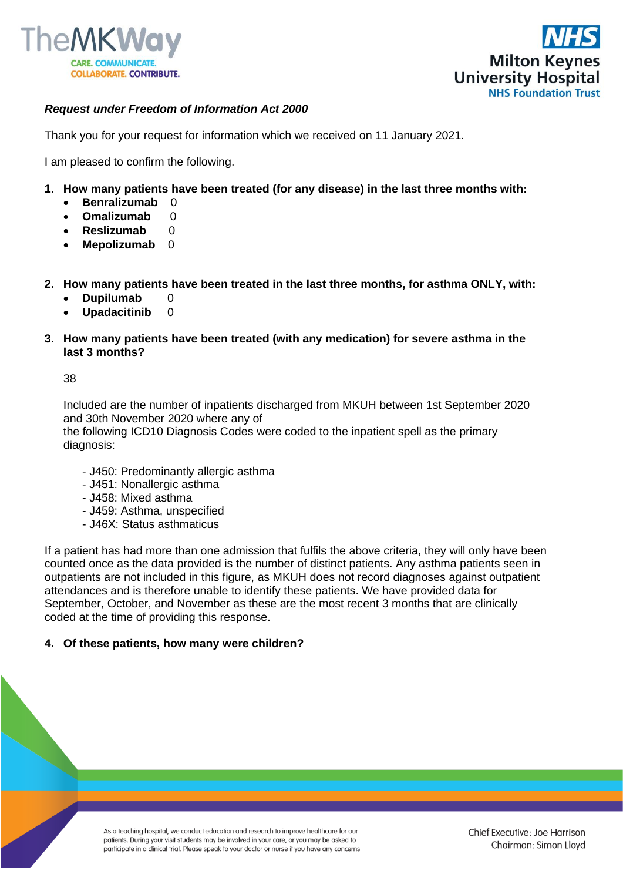***Request under Freedom of Information Act 2000***

Thank you for your request for information which we received on 11 January 2021.

I am pleased to confirm the following.

1. **How many patients have been treated (for any disease) in the last three months with:**
   - **Benralizumab** 0
   - **Omalizumab** 0
   - **Reslizumab** 0
   - **Mepolizumab** 0

2. **How many patients have been treated in the last three months, for asthma ONLY, with:**
   - **Dupilumab** 0
   - **Upadacitinib** 0

3. **How many patients have been treated (with any medication) for severe asthma in the last 3 months?**

   38

   Included are the number of inpatients discharged from MKUH between 1st September 2020 and 30th November 2020 where any of
   the following ICD10 Diagnosis Codes were coded to the inpatient spell as the primary diagnosis:

   - J450: Predominantly allergic asthma
   - J451: Nonallergic asthma
   - J458: Mixed asthma
   - J459: Asthma, unspecified
   - J46X: Status asthmaticus

If a patient has had more than one admission that fulfils the above criteria, they will only have been counted once as the data provided is the number of distinct patients. Any asthma patients seen in outpatients are not included in this figure, as MKUH does not record diagnoses against outpatient attendances and is therefore unable to identify these patients. We have provided data for September, October, and November as these are the most recent 3 months that are clinically coded at the time of providing this response.

4. **Of these patients, how many were children?**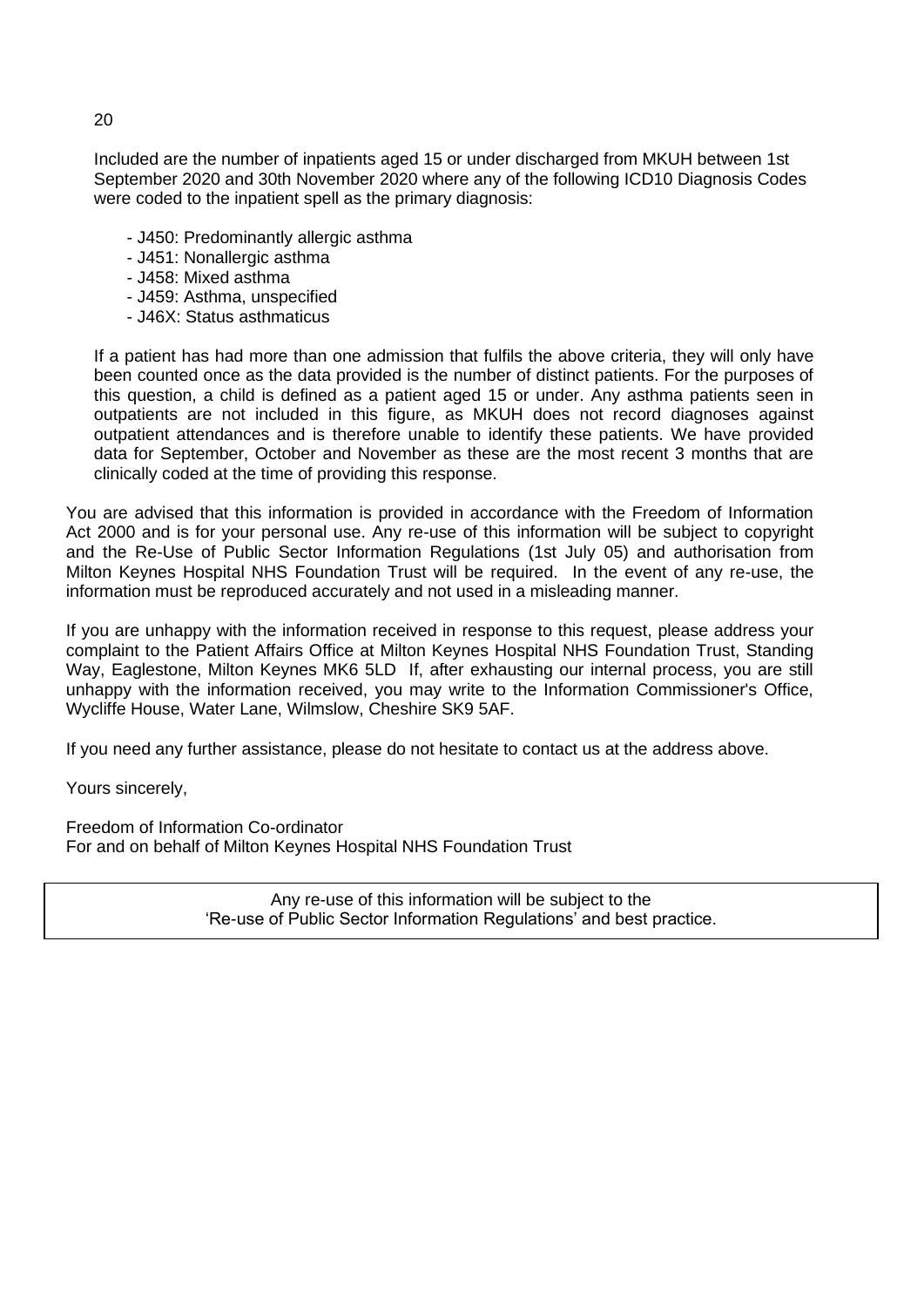20

Included are the number of inpatients aged 15 or under discharged from MKUH between 1st September 2020 and 30th November 2020 where any of the following ICD10 Diagnosis Codes were coded to the inpatient spell as the primary diagnosis:

- J450: Predominantly allergic asthma
- J451: Nonallergic asthma
- J458: Mixed asthma
- J459: Asthma, unspecified
- J46X: Status asthmaticus

If a patient has had more than one admission that fulfils the above criteria, they will only have been counted once as the data provided is the number of distinct patients. For the purposes of this question, a child is defined as a patient aged 15 or under. Any asthma patients seen in outpatients are not included in this figure, as MKUH does not record diagnoses against outpatient attendances and is therefore unable to identify these patients. We have provided data for September, October and November as these are the most recent 3 months that are clinically coded at the time of providing this response.

You are advised that this information is provided in accordance with the Freedom of Information Act 2000 and is for your personal use. Any re-use of this information will be subject to copyright and the Re-Use of Public Sector Information Regulations (1st July 05) and authorisation from Milton Keynes Hospital NHS Foundation Trust will be required. In the event of any re-use, the information must be reproduced accurately and not used in a misleading manner.

If you are unhappy with the information received in response to this request, please address your complaint to the Patient Affairs Office at Milton Keynes Hospital NHS Foundation Trust, Standing Way, Eaglestone, Milton Keynes MK6 5LD If, after exhausting our internal process, you are still unhappy with the information received, you may write to the Information Commissioner's Office, Wycliffe House, Water Lane, Wilmslow, Cheshire SK9 5AF.

If you need any further assistance, please do not hesitate to contact us at the address above.

Yours sincerely,

Freedom of Information Co-ordinator
For and on behalf of Milton Keynes Hospital NHS Foundation Trust

Any re-use of this information will be subject to the 'Re-use of Public Sector Information Regulations' and best practice.